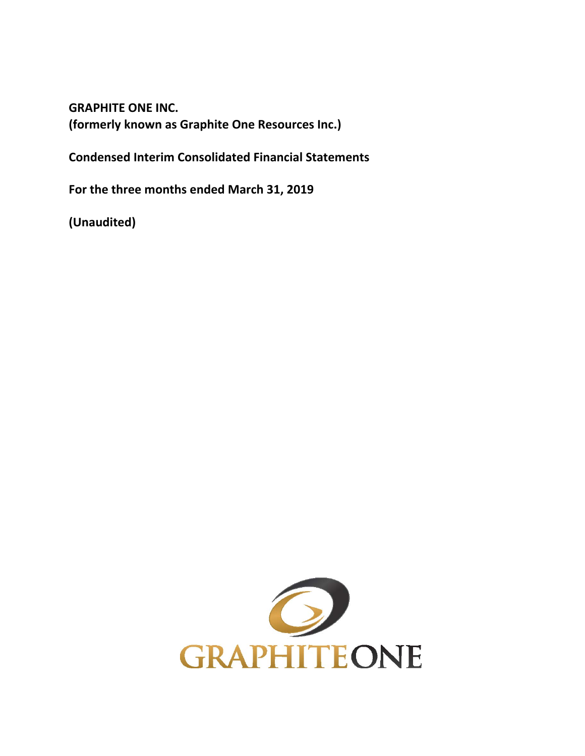**GRAPHITE ONE INC.**
**(formerly known as Graphite One Resources Inc.)**

**Condensed Interim Consolidated Financial Statements**

**For the three months ended March 31, 2019**

**(Unaudited)**

GRAPHITEONE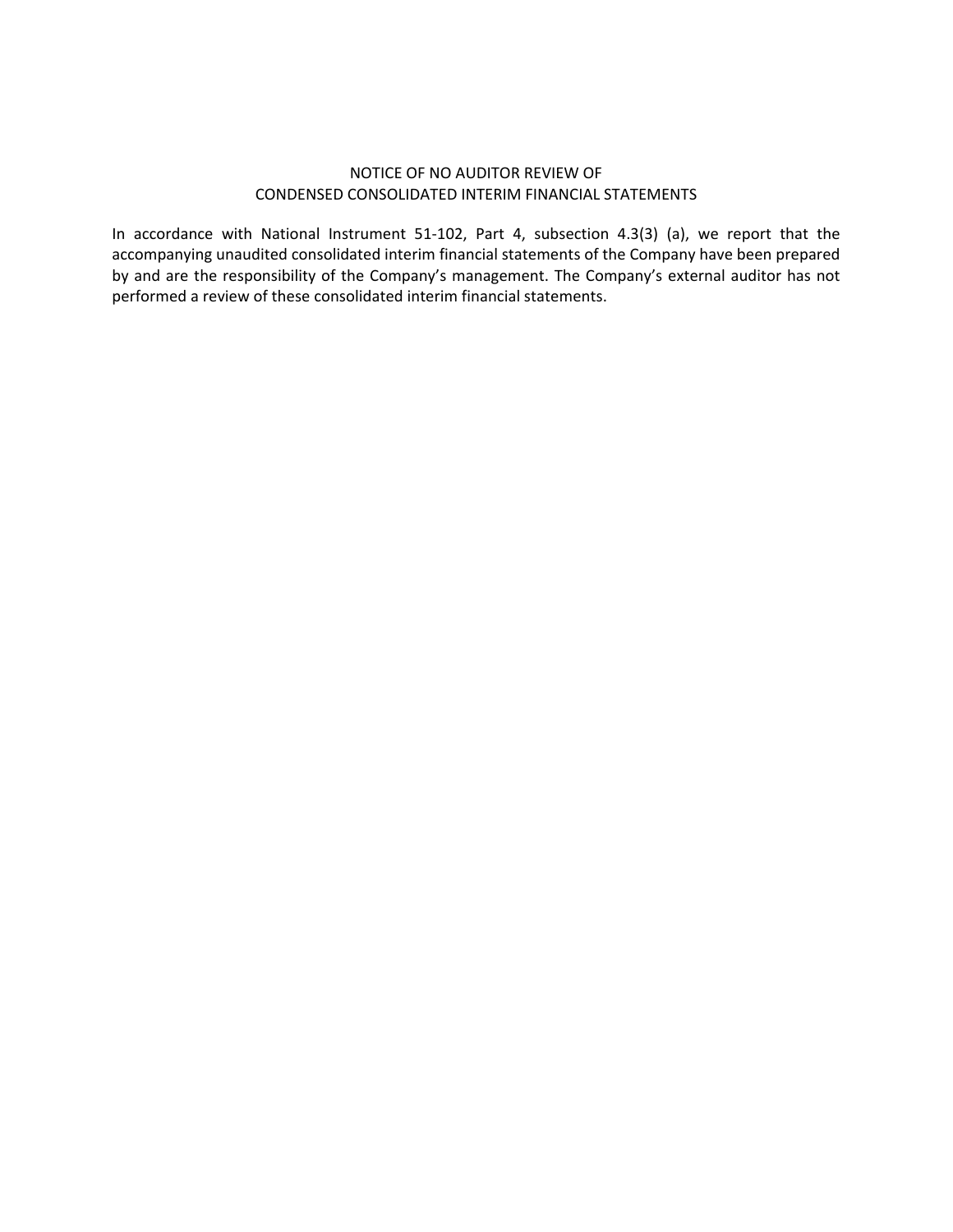# NOTICE OF NO AUDITOR REVIEW OF CONDENSED CONSOLIDATED INTERIM FINANCIAL STATEMENTS

In accordance with National Instrument 51-102, Part 4, subsection 4.3(3) (a), we report that the accompanying unaudited consolidated interim financial statements of the Company have been prepared by and are the responsibility of the Company's management. The Company's external auditor has not performed a review of these consolidated interim financial statements.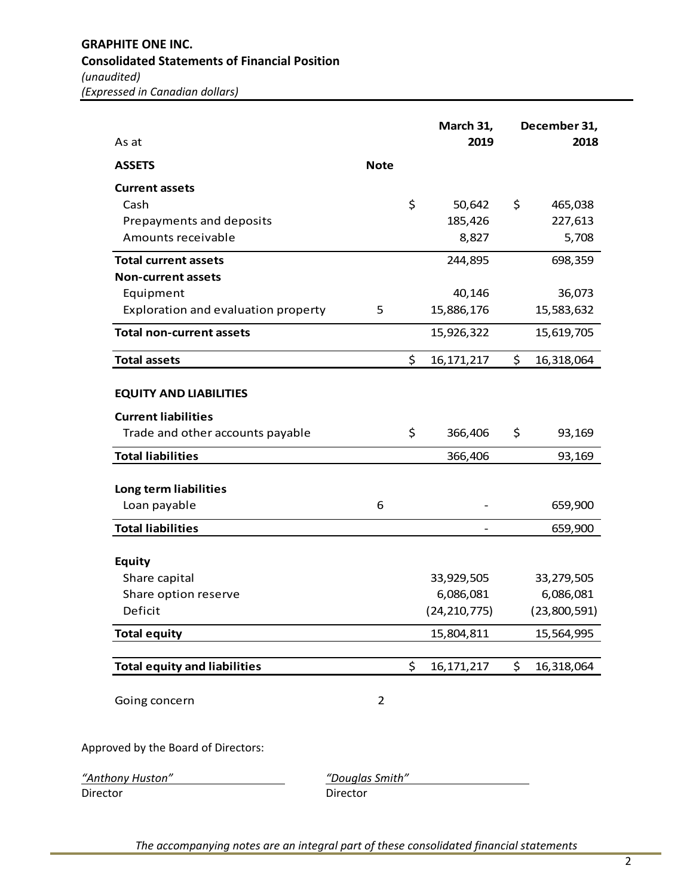# GRAPHITE ONE INC.

## Consolidated Statements of Financial Position

*(unaudited)*
*(Expressed in Canadian dollars)*

| As at | Note | March 31, 2019 | December 31, 2018 |
|---|---|---|---|
| **ASSETS** | | | |
| **Current assets** | | | |
| Cash | | $ 50,642 | $ 465,038 |
| Prepayments and deposits | | 185,426 | 227,613 |
| Amounts receivable | | 8,827 | 5,708 |
| **Total current assets** | | 244,895 | 698,359 |
| **Non-current assets** | | | |
| Equipment | | 40,146 | 36,073 |
| Exploration and evaluation property | 5 | 15,886,176 | 15,583,632 |
| **Total non-current assets** | | 15,926,322 | 15,619,705 |
| **Total assets** | | $ 16,171,217 | $ 16,318,064 |
| **EQUITY AND LIABILITIES** | | | |
| **Current liabilities** | | | |
| Trade and other accounts payable | | $ 366,406 | $ 93,169 |
| **Total liabilities** | | 366,406 | 93,169 |
| **Long term liabilities** | | | |
| Loan payable | 6 | - | 659,900 |
| **Total liabilities** | | - | 659,900 |
| **Equity** | | | |
| Share capital | | 33,929,505 | 33,279,505 |
| Share option reserve | | 6,086,081 | 6,086,081 |
| Deficit | | (24,210,775) | (23,800,591) |
| **Total equity** | | 15,804,811 | 15,564,995 |
| **Total equity and liabilities** | | $ 16,171,217 | $ 16,318,064 |
| Going concern | 2 | | |

Approved by the Board of Directors:

*"Anthony Huston"*
Director

*"Douglas Smith"*
Director

*The accompanying notes are an integral part of these consolidated financial statements*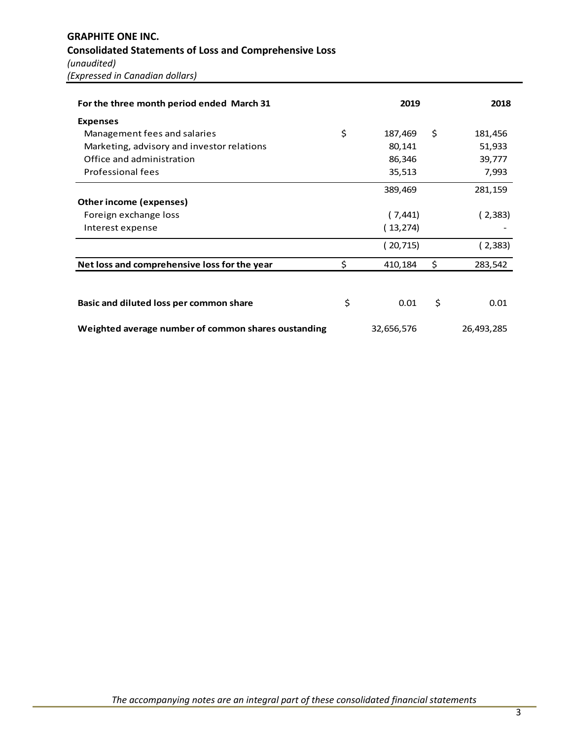# GRAPHITE ONE INC.

## Consolidated Statements of Loss and Comprehensive Loss

*(unaudited)*

*(Expressed in Canadian dollars)*

| For the three month period ended March 31 | 2019 | 2018 |
|---|---|---|
| **Expenses** | | |
| Management fees and salaries | $ 187,469 | $ 181,456 |
| Marketing, advisory and investor relations | 80,141 | 51,933 |
| Office and administration | 86,346 | 39,777 |
| Professional fees | 35,513 | 7,993 |
| | 389,469 | 281,159 |
| **Other income (expenses)** | | |
| Foreign exchange loss | ( 7,441) | ( 2,383) |
| Interest expense | ( 13,274) | - |
| | ( 20,715) | ( 2,383) |
| **Net loss and comprehensive loss for the year** | $ 410,184 | $ 283,542 |
| | | |
| **Basic and diluted loss per common share** | $ 0.01 | $ 0.01 |
| **Weighted average number of common shares oustanding** | 32,656,576 | 26,493,285 |

*The accompanying notes are an integral part of these consolidated financial statements*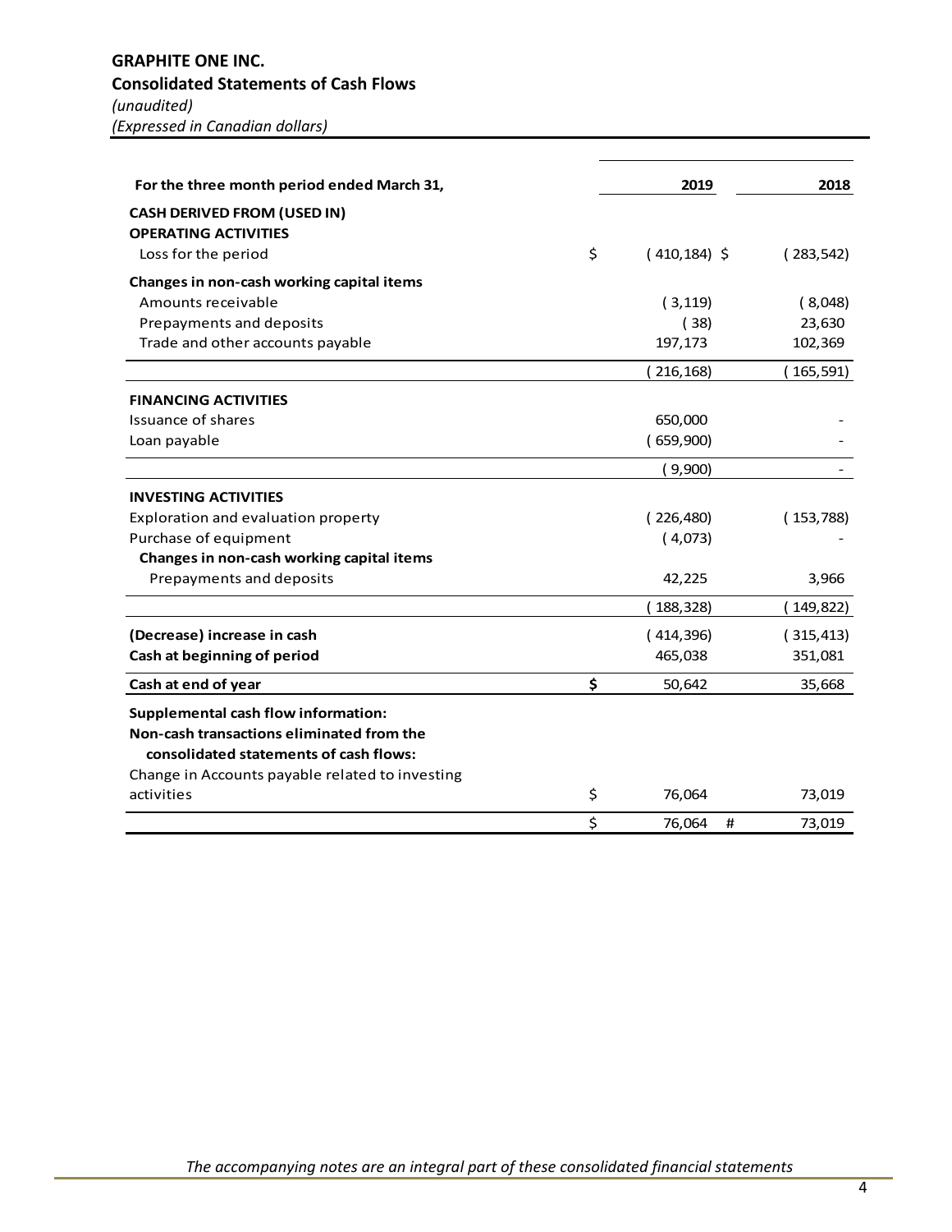# GRAPHITE ONE INC.

## Consolidated Statements of Cash Flows

*(unaudited)*
*(Expressed in Canadian dollars)*

| For the three month period ended March 31, | | 2019 | | 2018 |
|---|---|---|---|---|
| **CASH DERIVED FROM (USED IN)** | | | | |
| **OPERATING ACTIVITIES** | | | | |
| Loss for the period | $ | ( 410,184) | $ | ( 283,542) |
| **Changes in non-cash working capital items** | | | | |
| Amounts receivable | | ( 3,119) | | ( 8,048) |
| Prepayments and deposits | | ( 38) | | 23,630 |
| Trade and other accounts payable | | 197,173 | | 102,369 |
| | | ( 216,168) | | ( 165,591) |
| **FINANCING ACTIVITIES** | | | | |
| Issuance of shares | | 650,000 | | - |
| Loan payable | | ( 659,900) | | - |
| | | ( 9,900) | | - |
| **INVESTING ACTIVITIES** | | | | |
| Exploration and evaluation property | | ( 226,480) | | ( 153,788) |
| Purchase of equipment | | ( 4,073) | | - |
| **Changes in non-cash working capital items** | | | | |
| Prepayments and deposits | | 42,225 | | 3,966 |
| | | ( 188,328) | | ( 149,822) |
| **(Decrease) increase in cash** | | ( 414,396) | | ( 315,413) |
| **Cash at beginning of period** | | 465,038 | | 351,081 |
| **Cash at end of year** | **$** | 50,642 | | 35,668 |
| **Supplemental cash flow information:** | | | | |
| **Non-cash transactions eliminated from the consolidated statements of cash flows:** | | | | |
| Change in Accounts payable related to investing activities | $ | 76,064 | | 73,019 |
| | $ | 76,064 | # | 73,019 |

*The accompanying notes are an integral part of these consolidated financial statements*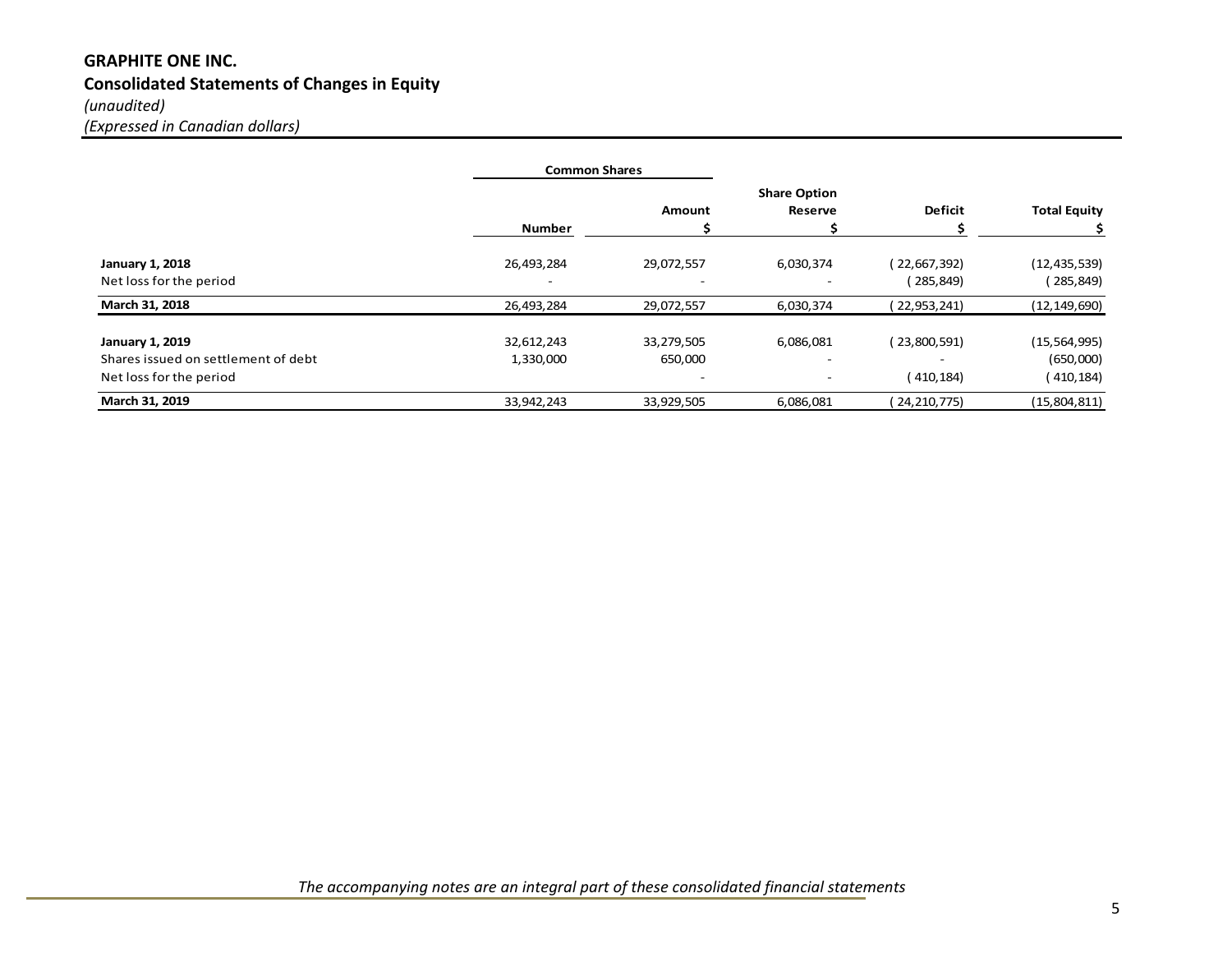## GRAPHITE ONE INC.

## Consolidated Statements of Changes in Equity

*(unaudited)*

*(Expressed in Canadian dollars)*

| | Common Shares | | | | |
|---|---|---|---|---|---|
| | Number | Amount $ | Share Option Reserve $ | Deficit $ | Total Equity $ |
| **January 1, 2018** | 26,493,284 | 29,072,557 | 6,030,374 | ( 22,667,392) | (12,435,539) |
| Net loss for the period | - | - | - | ( 285,849) | ( 285,849) |
| **March 31, 2018** | 26,493,284 | 29,072,557 | 6,030,374 | ( 22,953,241) | (12,149,690) |
| **January 1, 2019** | 32,612,243 | 33,279,505 | 6,086,081 | ( 23,800,591) | (15,564,995) |
| Shares issued on settlement of debt | 1,330,000 | 650,000 | - | - | (650,000) |
| Net loss for the period | | - | - | ( 410,184) | ( 410,184) |
| **March 31, 2019** | 33,942,243 | 33,929,505 | 6,086,081 | ( 24,210,775) | (15,804,811) |

*The accompanying notes are an integral part of these consolidated financial statements*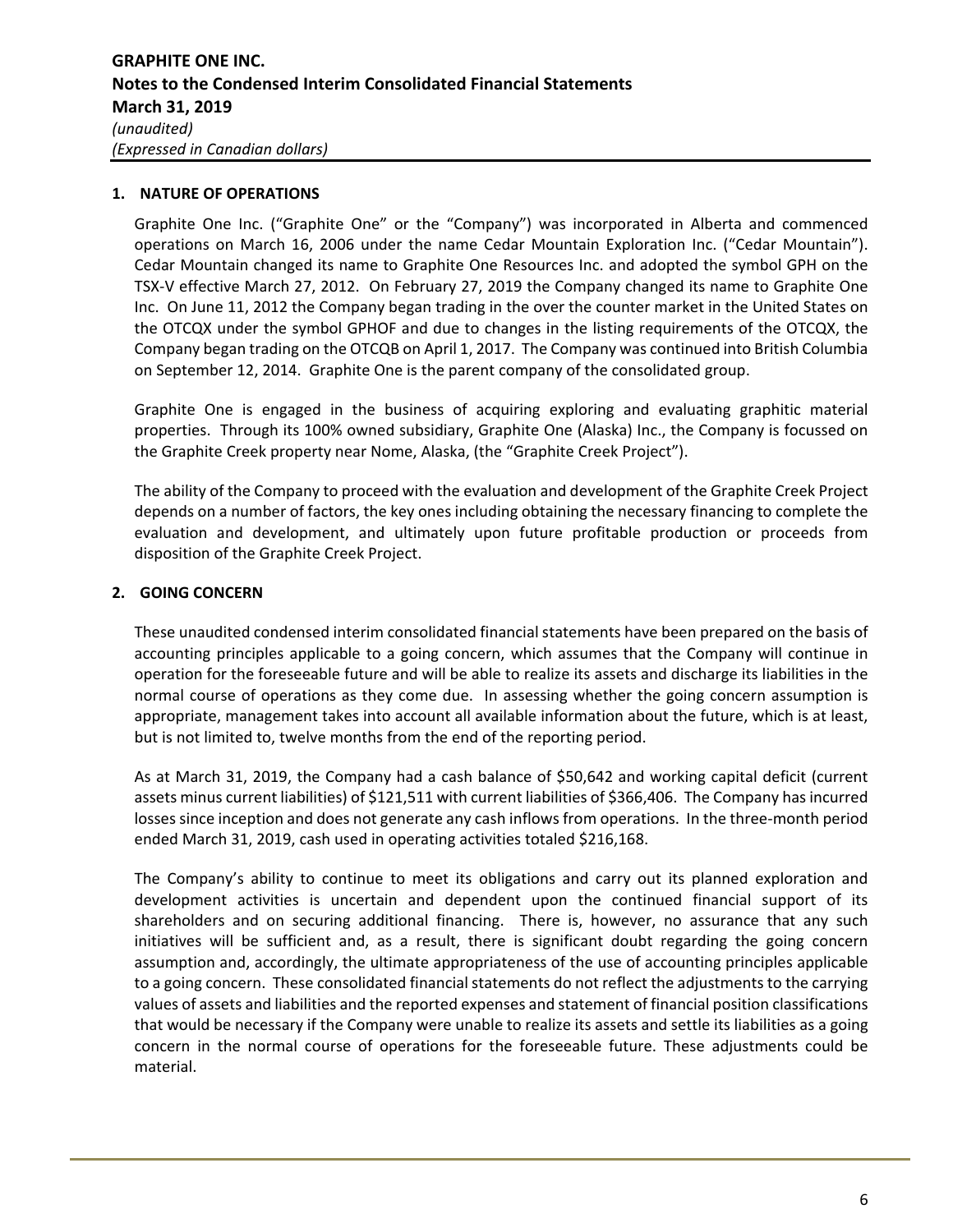## 1. NATURE OF OPERATIONS

Graphite One Inc. ("Graphite One" or the "Company") was incorporated in Alberta and commenced operations on March 16, 2006 under the name Cedar Mountain Exploration Inc. ("Cedar Mountain"). Cedar Mountain changed its name to Graphite One Resources Inc. and adopted the symbol GPH on the TSX-V effective March 27, 2012. On February 27, 2019 the Company changed its name to Graphite One Inc. On June 11, 2012 the Company began trading in the over the counter market in the United States on the OTCQX under the symbol GPHOF and due to changes in the listing requirements of the OTCQX, the Company began trading on the OTCQB on April 1, 2017. The Company was continued into British Columbia on September 12, 2014. Graphite One is the parent company of the consolidated group.

Graphite One is engaged in the business of acquiring exploring and evaluating graphitic material properties. Through its 100% owned subsidiary, Graphite One (Alaska) Inc., the Company is focussed on the Graphite Creek property near Nome, Alaska, (the "Graphite Creek Project").

The ability of the Company to proceed with the evaluation and development of the Graphite Creek Project depends on a number of factors, the key ones including obtaining the necessary financing to complete the evaluation and development, and ultimately upon future profitable production or proceeds from disposition of the Graphite Creek Project.

## 2. GOING CONCERN

These unaudited condensed interim consolidated financial statements have been prepared on the basis of accounting principles applicable to a going concern, which assumes that the Company will continue in operation for the foreseeable future and will be able to realize its assets and discharge its liabilities in the normal course of operations as they come due. In assessing whether the going concern assumption is appropriate, management takes into account all available information about the future, which is at least, but is not limited to, twelve months from the end of the reporting period.

As at March 31, 2019, the Company had a cash balance of $50,642 and working capital deficit (current assets minus current liabilities) of $121,511 with current liabilities of $366,406. The Company has incurred losses since inception and does not generate any cash inflows from operations. In the three-month period ended March 31, 2019, cash used in operating activities totaled $216,168.

The Company's ability to continue to meet its obligations and carry out its planned exploration and development activities is uncertain and dependent upon the continued financial support of its shareholders and on securing additional financing. There is, however, no assurance that any such initiatives will be sufficient and, as a result, there is significant doubt regarding the going concern assumption and, accordingly, the ultimate appropriateness of the use of accounting principles applicable to a going concern. These consolidated financial statements do not reflect the adjustments to the carrying values of assets and liabilities and the reported expenses and statement of financial position classifications that would be necessary if the Company were unable to realize its assets and settle its liabilities as a going concern in the normal course of operations for the foreseeable future. These adjustments could be material.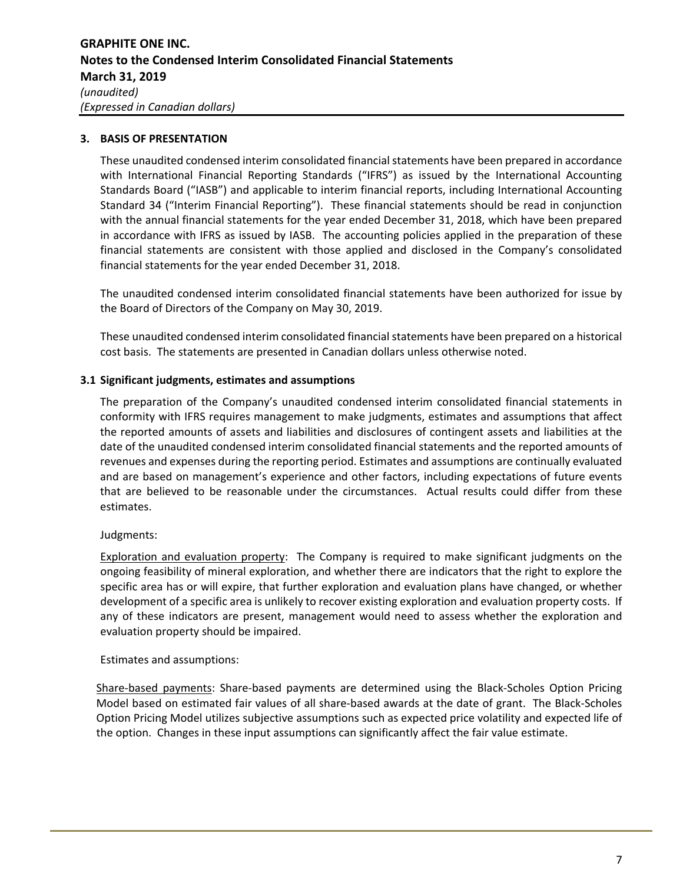## 3. BASIS OF PRESENTATION

These unaudited condensed interim consolidated financial statements have been prepared in accordance with International Financial Reporting Standards ("IFRS") as issued by the International Accounting Standards Board ("IASB") and applicable to interim financial reports, including International Accounting Standard 34 ("Interim Financial Reporting"). These financial statements should be read in conjunction with the annual financial statements for the year ended December 31, 2018, which have been prepared in accordance with IFRS as issued by IASB. The accounting policies applied in the preparation of these financial statements are consistent with those applied and disclosed in the Company's consolidated financial statements for the year ended December 31, 2018.

The unaudited condensed interim consolidated financial statements have been authorized for issue by the Board of Directors of the Company on May 30, 2019.

These unaudited condensed interim consolidated financial statements have been prepared on a historical cost basis. The statements are presented in Canadian dollars unless otherwise noted.

### 3.1 Significant judgments, estimates and assumptions

The preparation of the Company's unaudited condensed interim consolidated financial statements in conformity with IFRS requires management to make judgments, estimates and assumptions that affect the reported amounts of assets and liabilities and disclosures of contingent assets and liabilities at the date of the unaudited condensed interim consolidated financial statements and the reported amounts of revenues and expenses during the reporting period. Estimates and assumptions are continually evaluated and are based on management's experience and other factors, including expectations of future events that are believed to be reasonable under the circumstances. Actual results could differ from these estimates.

Judgments:

Exploration and evaluation property: The Company is required to make significant judgments on the ongoing feasibility of mineral exploration, and whether there are indicators that the right to explore the specific area has or will expire, that further exploration and evaluation plans have changed, or whether development of a specific area is unlikely to recover existing exploration and evaluation property costs. If any of these indicators are present, management would need to assess whether the exploration and evaluation property should be impaired.

Estimates and assumptions:

Share-based payments: Share-based payments are determined using the Black-Scholes Option Pricing Model based on estimated fair values of all share-based awards at the date of grant. The Black-Scholes Option Pricing Model utilizes subjective assumptions such as expected price volatility and expected life of the option. Changes in these input assumptions can significantly affect the fair value estimate.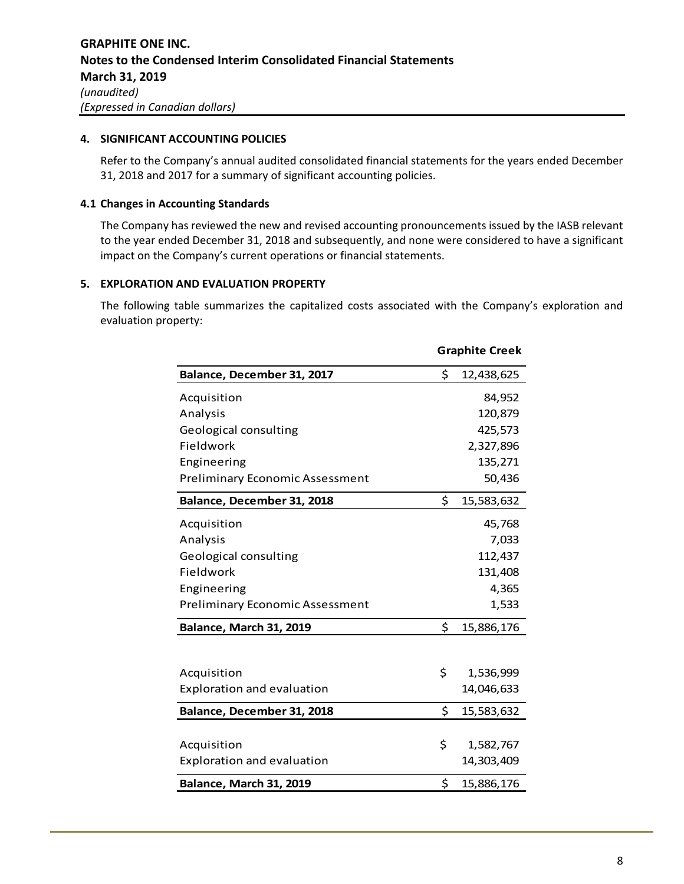## 4. SIGNIFICANT ACCOUNTING POLICIES

Refer to the Company's annual audited consolidated financial statements for the years ended December 31, 2018 and 2017 for a summary of significant accounting policies.

### 4.1 Changes in Accounting Standards

The Company has reviewed the new and revised accounting pronouncements issued by the IASB relevant to the year ended December 31, 2018 and subsequently, and none were considered to have a significant impact on the Company's current operations or financial statements.

## 5. EXPLORATION AND EVALUATION PROPERTY

The following table summarizes the capitalized costs associated with the Company's exploration and evaluation property:

| | Graphite Creek |
|---|---|
| **Balance, December 31, 2017** | $ 12,438,625 |
| Acquisition | 84,952 |
| Analysis | 120,879 |
| Geological consulting | 425,573 |
| Fieldwork | 2,327,896 |
| Engineering | 135,271 |
| Preliminary Economic Assessment | 50,436 |
| **Balance, December 31, 2018** | $ 15,583,632 |
| Acquisition | 45,768 |
| Analysis | 7,033 |
| Geological consulting | 112,437 |
| Fieldwork | 131,408 |
| Engineering | 4,365 |
| Preliminary Economic Assessment | 1,533 |
| **Balance, March 31, 2019** | $ 15,886,176 |

| | |
|---|---|
| Acquisition | $ 1,536,999 |
| Exploration and evaluation | 14,046,633 |
| **Balance, December 31, 2018** | $ 15,583,632 |
| Acquisition | $ 1,582,767 |
| Exploration and evaluation | 14,303,409 |
| **Balance, March 31, 2019** | $ 15,886,176 |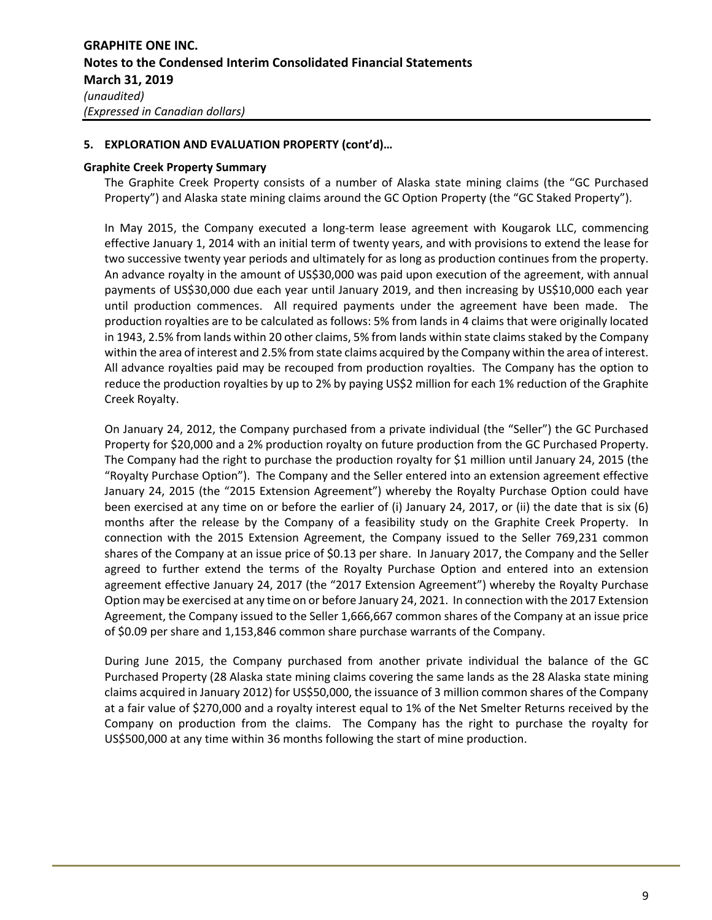### 5. EXPLORATION AND EVALUATION PROPERTY (cont'd)…

**Graphite Creek Property Summary**

The Graphite Creek Property consists of a number of Alaska state mining claims (the "GC Purchased Property") and Alaska state mining claims around the GC Option Property (the "GC Staked Property").

In May 2015, the Company executed a long-term lease agreement with Kougarok LLC, commencing effective January 1, 2014 with an initial term of twenty years, and with provisions to extend the lease for two successive twenty year periods and ultimately for as long as production continues from the property. An advance royalty in the amount of US$30,000 was paid upon execution of the agreement, with annual payments of US$30,000 due each year until January 2019, and then increasing by US$10,000 each year until production commences. All required payments under the agreement have been made. The production royalties are to be calculated as follows: 5% from lands in 4 claims that were originally located in 1943, 2.5% from lands within 20 other claims, 5% from lands within state claims staked by the Company within the area of interest and 2.5% from state claims acquired by the Company within the area of interest. All advance royalties paid may be recouped from production royalties. The Company has the option to reduce the production royalties by up to 2% by paying US$2 million for each 1% reduction of the Graphite Creek Royalty.

On January 24, 2012, the Company purchased from a private individual (the "Seller") the GC Purchased Property for $20,000 and a 2% production royalty on future production from the GC Purchased Property. The Company had the right to purchase the production royalty for $1 million until January 24, 2015 (the "Royalty Purchase Option"). The Company and the Seller entered into an extension agreement effective January 24, 2015 (the "2015 Extension Agreement") whereby the Royalty Purchase Option could have been exercised at any time on or before the earlier of (i) January 24, 2017, or (ii) the date that is six (6) months after the release by the Company of a feasibility study on the Graphite Creek Property. In connection with the 2015 Extension Agreement, the Company issued to the Seller 769,231 common shares of the Company at an issue price of $0.13 per share. In January 2017, the Company and the Seller agreed to further extend the terms of the Royalty Purchase Option and entered into an extension agreement effective January 24, 2017 (the "2017 Extension Agreement") whereby the Royalty Purchase Option may be exercised at any time on or before January 24, 2021. In connection with the 2017 Extension Agreement, the Company issued to the Seller 1,666,667 common shares of the Company at an issue price of $0.09 per share and 1,153,846 common share purchase warrants of the Company.

During June 2015, the Company purchased from another private individual the balance of the GC Purchased Property (28 Alaska state mining claims covering the same lands as the 28 Alaska state mining claims acquired in January 2012) for US$50,000, the issuance of 3 million common shares of the Company at a fair value of $270,000 and a royalty interest equal to 1% of the Net Smelter Returns received by the Company on production from the claims. The Company has the right to purchase the royalty for US$500,000 at any time within 36 months following the start of mine production.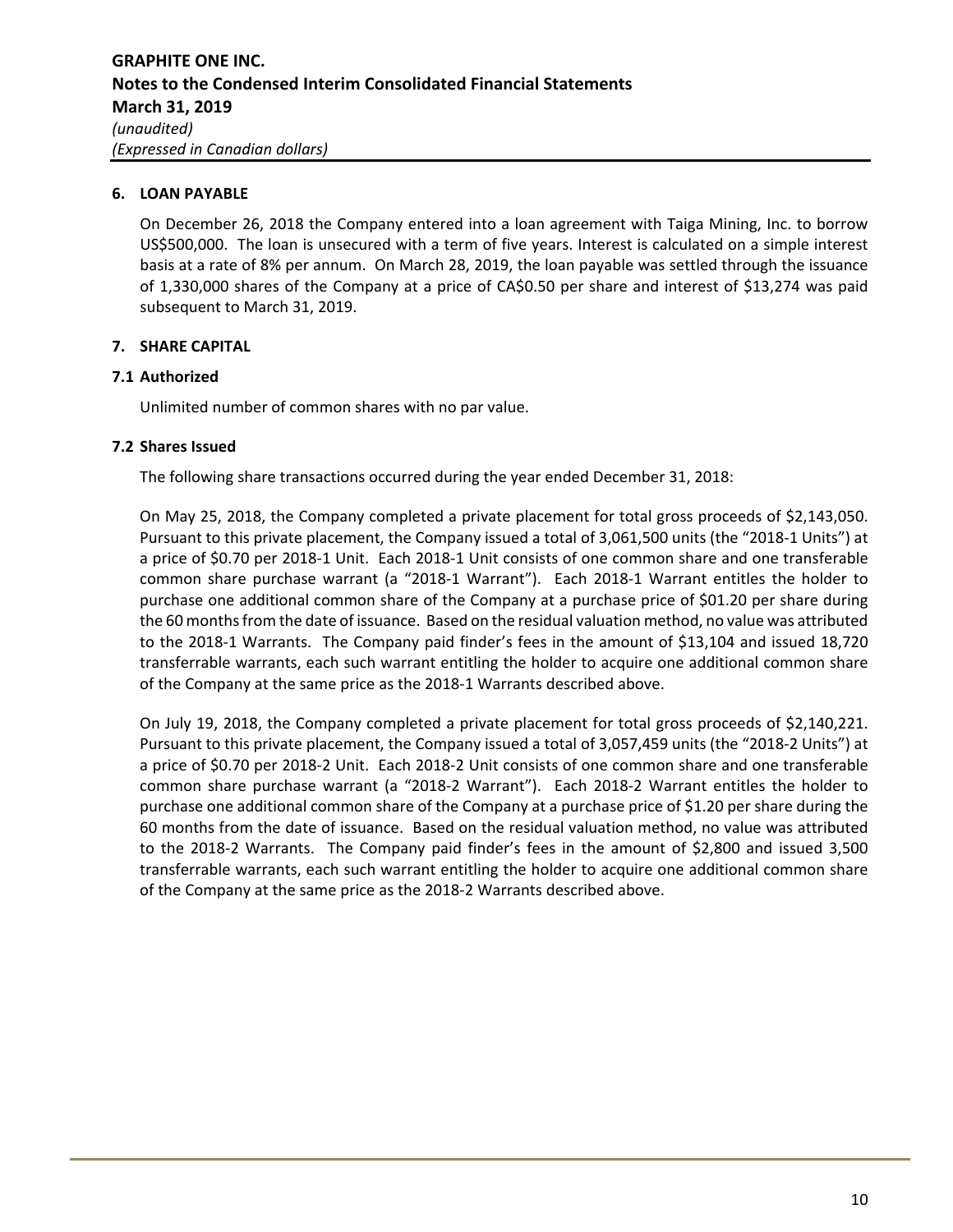## 6. LOAN PAYABLE

On December 26, 2018 the Company entered into a loan agreement with Taiga Mining, Inc. to borrow US$500,000. The loan is unsecured with a term of five years. Interest is calculated on a simple interest basis at a rate of 8% per annum. On March 28, 2019, the loan payable was settled through the issuance of 1,330,000 shares of the Company at a price of CA$0.50 per share and interest of $13,274 was paid subsequent to March 31, 2019.

## 7. SHARE CAPITAL

### 7.1 Authorized

Unlimited number of common shares with no par value.

### 7.2 Shares Issued

The following share transactions occurred during the year ended December 31, 2018:

On May 25, 2018, the Company completed a private placement for total gross proceeds of $2,143,050. Pursuant to this private placement, the Company issued a total of 3,061,500 units (the "2018-1 Units") at a price of $0.70 per 2018-1 Unit. Each 2018-1 Unit consists of one common share and one transferable common share purchase warrant (a "2018-1 Warrant"). Each 2018-1 Warrant entitles the holder to purchase one additional common share of the Company at a purchase price of $01.20 per share during the 60 months from the date of issuance. Based on the residual valuation method, no value was attributed to the 2018-1 Warrants. The Company paid finder's fees in the amount of $13,104 and issued 18,720 transferrable warrants, each such warrant entitling the holder to acquire one additional common share of the Company at the same price as the 2018-1 Warrants described above.

On July 19, 2018, the Company completed a private placement for total gross proceeds of $2,140,221. Pursuant to this private placement, the Company issued a total of 3,057,459 units (the "2018-2 Units") at a price of $0.70 per 2018-2 Unit. Each 2018-2 Unit consists of one common share and one transferable common share purchase warrant (a "2018-2 Warrant"). Each 2018-2 Warrant entitles the holder to purchase one additional common share of the Company at a purchase price of $1.20 per share during the 60 months from the date of issuance. Based on the residual valuation method, no value was attributed to the 2018-2 Warrants. The Company paid finder's fees in the amount of $2,800 and issued 3,500 transferrable warrants, each such warrant entitling the holder to acquire one additional common share of the Company at the same price as the 2018-2 Warrants described above.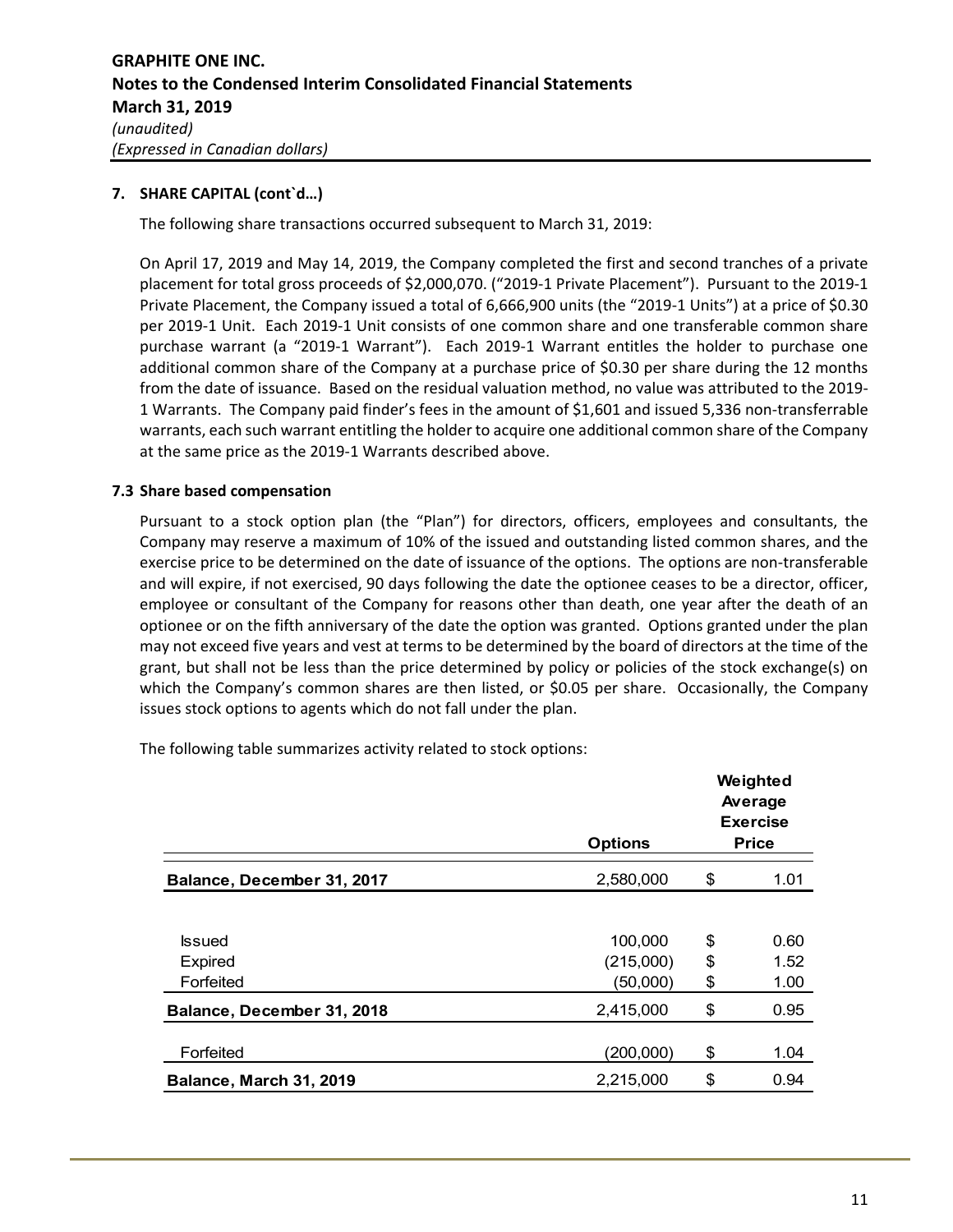## 7. SHARE CAPITAL (cont`d…)

The following share transactions occurred subsequent to March 31, 2019:

On April 17, 2019 and May 14, 2019, the Company completed the first and second tranches of a private placement for total gross proceeds of $2,000,070. ("2019-1 Private Placement"). Pursuant to the 2019-1 Private Placement, the Company issued a total of 6,666,900 units (the "2019-1 Units") at a price of $0.30 per 2019-1 Unit. Each 2019-1 Unit consists of one common share and one transferable common share purchase warrant (a "2019-1 Warrant"). Each 2019-1 Warrant entitles the holder to purchase one additional common share of the Company at a purchase price of $0.30 per share during the 12 months from the date of issuance. Based on the residual valuation method, no value was attributed to the 2019-1 Warrants. The Company paid finder's fees in the amount of $1,601 and issued 5,336 non-transferrable warrants, each such warrant entitling the holder to acquire one additional common share of the Company at the same price as the 2019-1 Warrants described above.

### 7.3 Share based compensation

Pursuant to a stock option plan (the "Plan") for directors, officers, employees and consultants, the Company may reserve a maximum of 10% of the issued and outstanding listed common shares, and the exercise price to be determined on the date of issuance of the options. The options are non-transferable and will expire, if not exercised, 90 days following the date the optionee ceases to be a director, officer, employee or consultant of the Company for reasons other than death, one year after the death of an optionee or on the fifth anniversary of the date the option was granted. Options granted under the plan may not exceed five years and vest at terms to be determined by the board of directors at the time of the grant, but shall not be less than the price determined by policy or policies of the stock exchange(s) on which the Company's common shares are then listed, or $0.05 per share. Occasionally, the Company issues stock options to agents which do not fall under the plan.

The following table summarizes activity related to stock options:

| | Options | Weighted Average Exercise Price |
|---|---|---|
| **Balance, December 31, 2017** | 2,580,000 | $ 1.01 |
| Issued | 100,000 | $ 0.60 |
| Expired | (215,000) | $ 1.52 |
| Forfeited | (50,000) | $ 1.00 |
| **Balance, December 31, 2018** | 2,415,000 | $ 0.95 |
| Forfeited | (200,000) | $ 1.04 |
| **Balance, March 31, 2019** | 2,215,000 | $ 0.94 |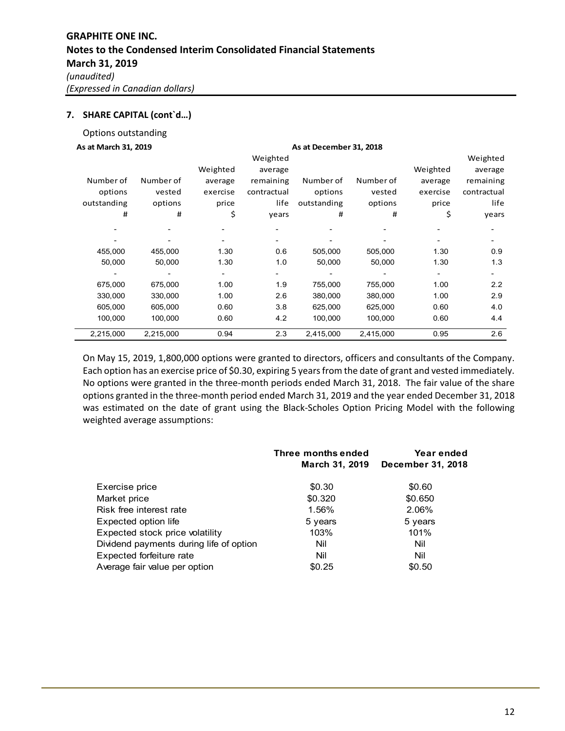## 7. SHARE CAPITAL (cont`d…)

Options outstanding

| As at March 31, 2019 | | | | As at December 31, 2018 | | | |
|---|---|---|---|---|---|---|---|
| Number of options outstanding # | Number of vested options # | Weighted average exercise price $ | Weighted average remaining contractual life years | Number of options outstanding # | Number of vested options # | Weighted average exercise price $ | Weighted average remaining contractual life years |
| - | - | - | - | - | - | - | - |
| - | - | - | - | - | - | - | - |
| 455,000 | 455,000 | 1.30 | 0.6 | 505,000 | 505,000 | 1.30 | 0.9 |
| 50,000 | 50,000 | 1.30 | 1.0 | 50,000 | 50,000 | 1.30 | 1.3 |
| - | - | - | - | - | - | - | - |
| 675,000 | 675,000 | 1.00 | 1.9 | 755,000 | 755,000 | 1.00 | 2.2 |
| 330,000 | 330,000 | 1.00 | 2.6 | 380,000 | 380,000 | 1.00 | 2.9 |
| 605,000 | 605,000 | 0.60 | 3.8 | 625,000 | 625,000 | 0.60 | 4.0 |
| 100,000 | 100,000 | 0.60 | 4.2 | 100,000 | 100,000 | 0.60 | 4.4 |
| 2,215,000 | 2,215,000 | 0.94 | 2.3 | 2,415,000 | 2,415,000 | 0.95 | 2.6 |

On May 15, 2019, 1,800,000 options were granted to directors, officers and consultants of the Company. Each option has an exercise price of $0.30, expiring 5 years from the date of grant and vested immediately. No options were granted in the three-month periods ended March 31, 2018. The fair value of the share options granted in the three-month period ended March 31, 2019 and the year ended December 31, 2018 was estimated on the date of grant using the Black-Scholes Option Pricing Model with the following weighted average assumptions:

| | Three months ended March 31, 2019 | Year ended December 31, 2018 |
|---|---|---|
| Exercise price | $0.30 | $0.60 |
| Market price | $0.320 | $0.650 |
| Risk free interest rate | 1.56% | 2.06% |
| Expected option life | 5 years | 5 years |
| Expected stock price volatility | 103% | 101% |
| Dividend payments during life of option | Nil | Nil |
| Expected forfeiture rate | Nil | Nil |
| Average fair value per option | $0.25 | $0.50 |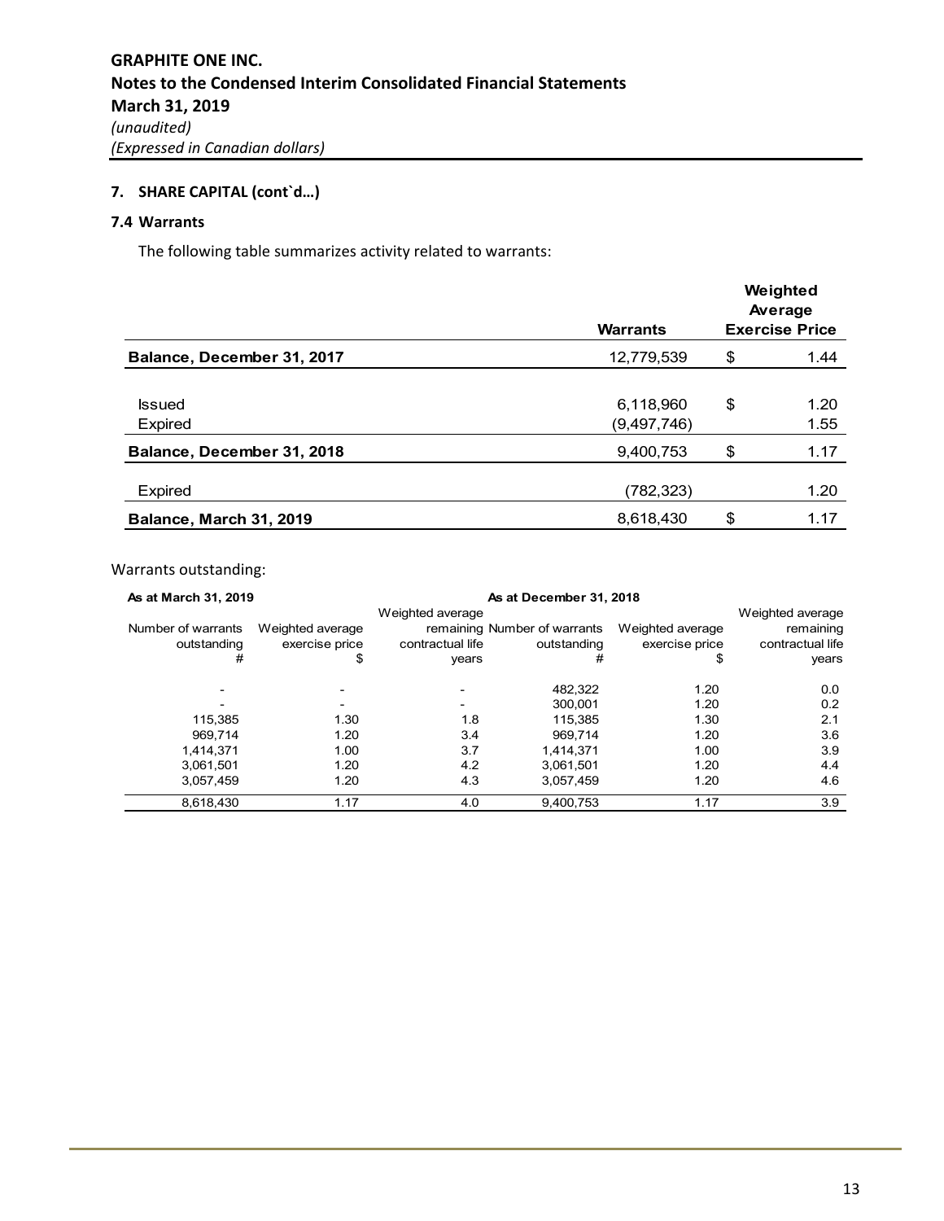## 7. SHARE CAPITAL (cont`d…)

### 7.4 Warrants

The following table summarizes activity related to warrants:

| | Warrants | Weighted Average Exercise Price |
|---|---|---|
| **Balance, December 31, 2017** | 12,779,539 | $ 1.44 |
| Issued | 6,118,960 | $ 1.20 |
| Expired | (9,497,746) | 1.55 |
| **Balance, December 31, 2018** | 9,400,753 | $ 1.17 |
| Expired | (782,323) | 1.20 |
| **Balance, March 31, 2019** | 8,618,430 | $ 1.17 |

Warrants outstanding:

| **As at March 31, 2019** | | | **As at December 31, 2018** | | |
|---|---|---|---|---|---|
| Number of warrants outstanding # | Weighted average exercise price $ | Weighted average remaining contractual life years | Number of warrants outstanding # | Weighted average exercise price $ | Weighted average remaining contractual life years |
| - | - | - | 482,322 | 1.20 | 0.0 |
| - | - | - | 300,001 | 1.20 | 0.2 |
| 115,385 | 1.30 | 1.8 | 115,385 | 1.30 | 2.1 |
| 969,714 | 1.20 | 3.4 | 969,714 | 1.20 | 3.6 |
| 1,414,371 | 1.00 | 3.7 | 1,414,371 | 1.00 | 3.9 |
| 3,061,501 | 1.20 | 4.2 | 3,061,501 | 1.20 | 4.4 |
| 3,057,459 | 1.20 | 4.3 | 3,057,459 | 1.20 | 4.6 |
| 8,618,430 | 1.17 | 4.0 | 9,400,753 | 1.17 | 3.9 |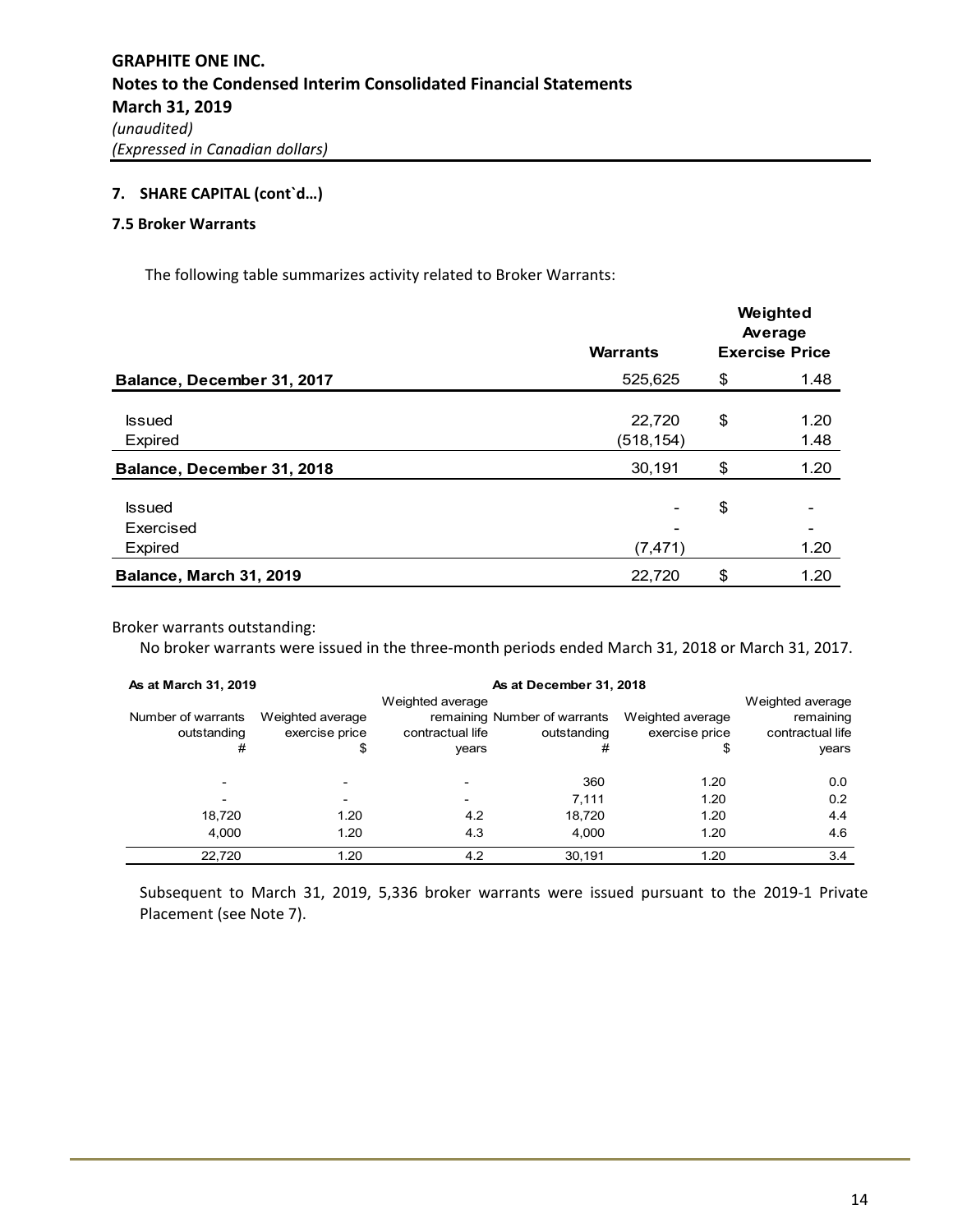# GRAPHITE ONE INC.
## Notes to the Condensed Interim Consolidated Financial Statements
### March 31, 2019
*(unaudited)*
*(Expressed in Canadian dollars)*

### 7. SHARE CAPITAL (cont`d…)

#### 7.5 Broker Warrants

The following table summarizes activity related to Broker Warrants:

| | Warrants | Weighted Average Exercise Price | |
|---|---|---|---|
| **Balance, December 31, 2017** | 525,625 | $ | 1.48 |
| Issued | 22,720 | $ | 1.20 |
| Expired | (518,154) | | 1.48 |
| **Balance, December 31, 2018** | 30,191 | $ | 1.20 |
| Issued | - | $ | - |
| Exercised | - | | - |
| Expired | (7,471) | | 1.20 |
| **Balance, March 31, 2019** | 22,720 | $ | 1.20 |

Broker warrants outstanding:

No broker warrants were issued in the three-month periods ended March 31, 2018 or March 31, 2017.

| **As at March 31, 2019** | | | **As at December 31, 2018** | | |
|---|---|---|---|---|---|
| Number of warrants outstanding # | Weighted average exercise price $ | Weighted average remaining contractual life years | Number of warrants outstanding # | Weighted average exercise price $ | Weighted average remaining contractual life years |
| - | - | - | 360 | 1.20 | 0.0 |
| - | - | - | 7,111 | 1.20 | 0.2 |
| 18,720 | 1.20 | 4.2 | 18,720 | 1.20 | 4.4 |
| 4,000 | 1.20 | 4.3 | 4,000 | 1.20 | 4.6 |
| 22,720 | 1.20 | 4.2 | 30,191 | 1.20 | 3.4 |

Subsequent to March 31, 2019, 5,336 broker warrants were issued pursuant to the 2019-1 Private Placement (see Note 7).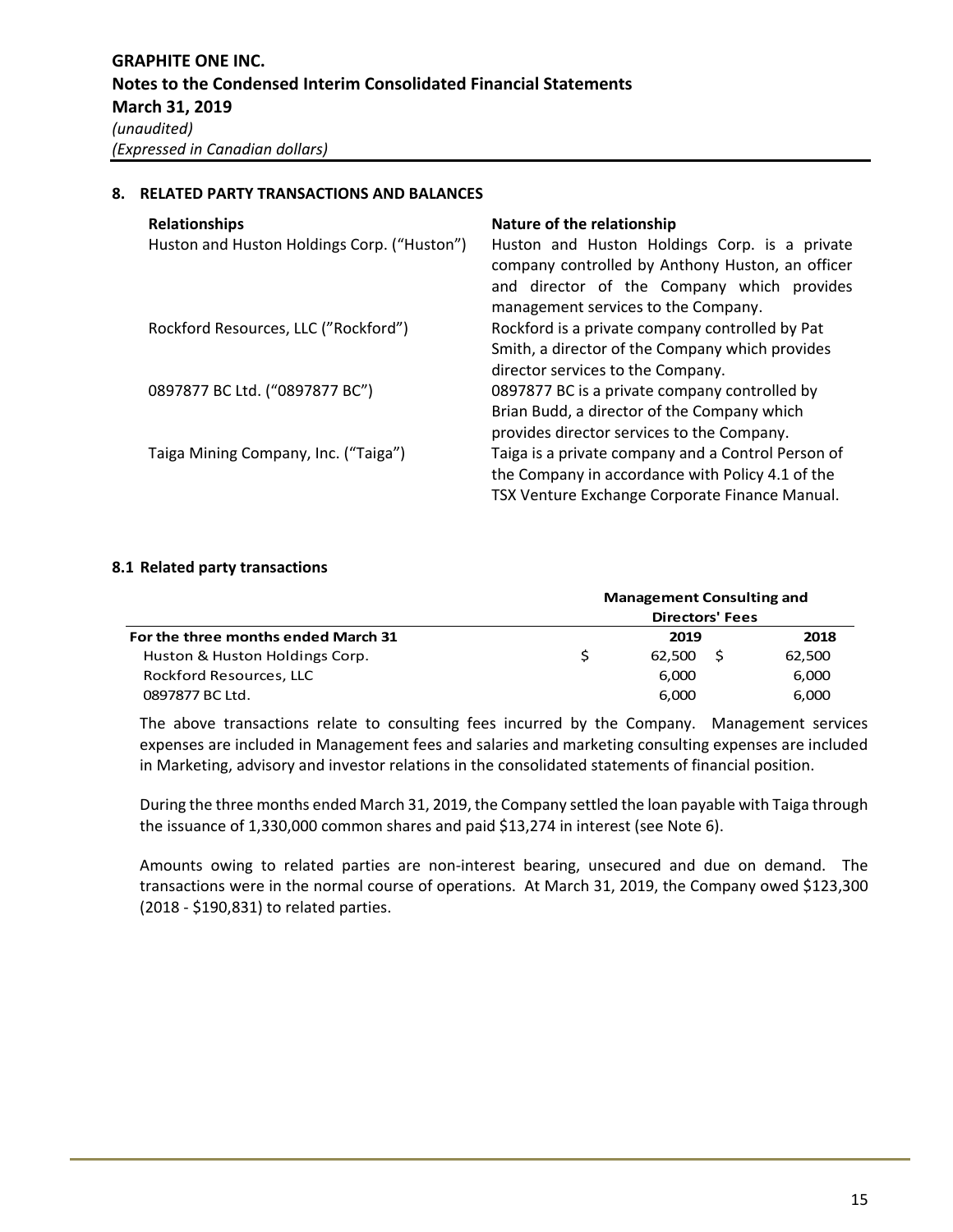## 8. RELATED PARTY TRANSACTIONS AND BALANCES

| Relationships | Nature of the relationship |
|---|---|
| Huston and Huston Holdings Corp. ("Huston") | Huston and Huston Holdings Corp. is a private company controlled by Anthony Huston, an officer and director of the Company which provides management services to the Company. |
| Rockford Resources, LLC ("Rockford") | Rockford is a private company controlled by Pat Smith, a director of the Company which provides director services to the Company. |
| 0897877 BC Ltd. ("0897877 BC") | 0897877 BC is a private company controlled by Brian Budd, a director of the Company which provides director services to the Company. |
| Taiga Mining Company, Inc. ("Taiga") | Taiga is a private company and a Control Person of the Company in accordance with Policy 4.1 of the TSX Venture Exchange Corporate Finance Manual. |

### 8.1 Related party transactions

| | Management Consulting and Directors' Fees | |
|---|---|---|
| **For the three months ended March 31** | **2019** | **2018** |
| Huston & Huston Holdings Corp. | $ 62,500 | $ 62,500 |
| Rockford Resources, LLC | 6,000 | 6,000 |
| 0897877 BC Ltd. | 6,000 | 6,000 |

The above transactions relate to consulting fees incurred by the Company. Management services expenses are included in Management fees and salaries and marketing consulting expenses are included in Marketing, advisory and investor relations in the consolidated statements of financial position.

During the three months ended March 31, 2019, the Company settled the loan payable with Taiga through the issuance of 1,330,000 common shares and paid $13,274 in interest (see Note 6).

Amounts owing to related parties are non-interest bearing, unsecured and due on demand. The transactions were in the normal course of operations. At March 31, 2019, the Company owed $123,300 (2018 - $190,831) to related parties.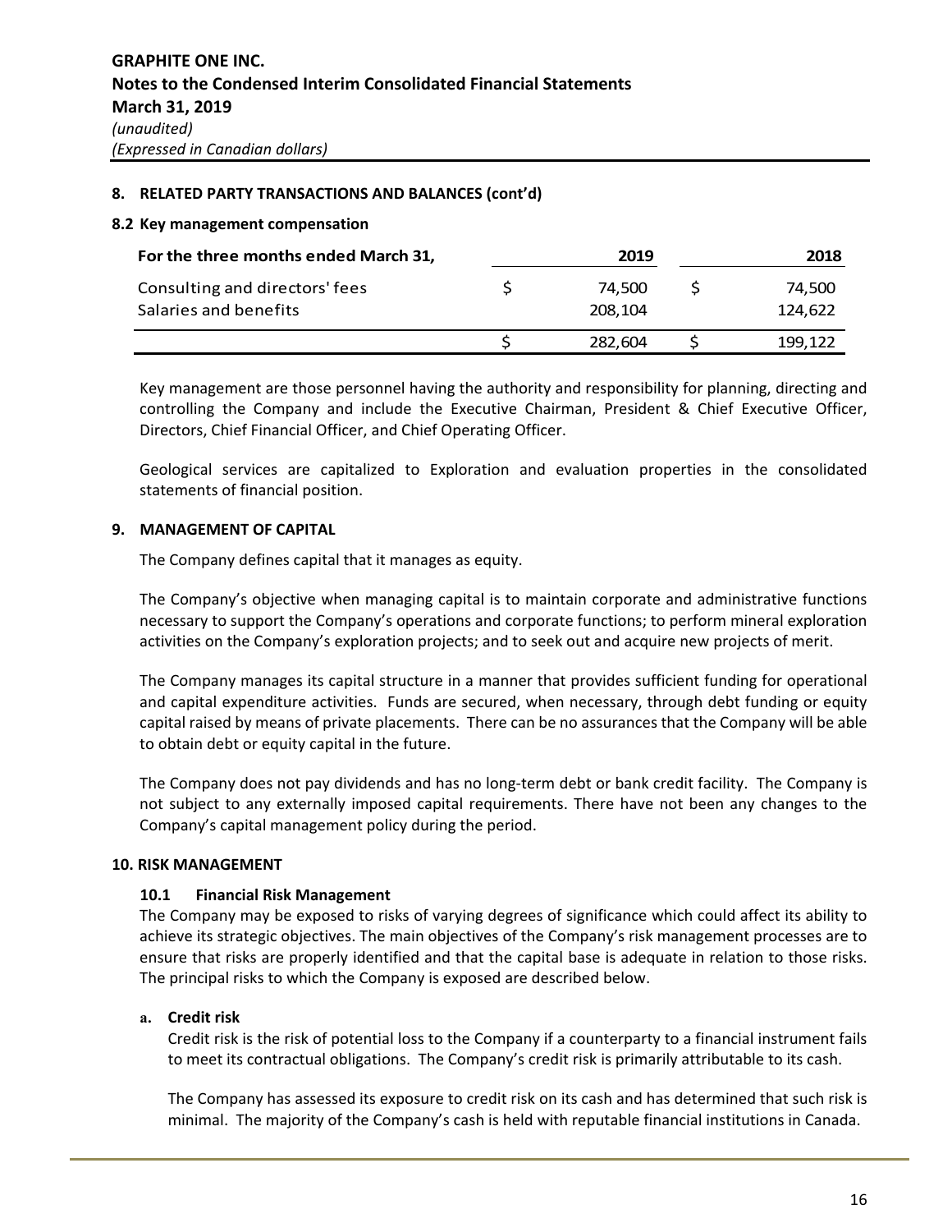## 8. RELATED PARTY TRANSACTIONS AND BALANCES (cont'd)

### 8.2 Key management compensation

| For the three months ended March 31, | | 2019 | | 2018 |
|---|---|---|---|---|
| Consulting and directors' fees | $ | 74,500 | $ | 74,500 |
| Salaries and benefits | | 208,104 | | 124,622 |
| | $ | 282,604 | $ | 199,122 |

Key management are those personnel having the authority and responsibility for planning, directing and controlling the Company and include the Executive Chairman, President & Chief Executive Officer, Directors, Chief Financial Officer, and Chief Operating Officer.

Geological services are capitalized to Exploration and evaluation properties in the consolidated statements of financial position.

## 9. MANAGEMENT OF CAPITAL

The Company defines capital that it manages as equity.

The Company's objective when managing capital is to maintain corporate and administrative functions necessary to support the Company's operations and corporate functions; to perform mineral exploration activities on the Company's exploration projects; and to seek out and acquire new projects of merit.

The Company manages its capital structure in a manner that provides sufficient funding for operational and capital expenditure activities. Funds are secured, when necessary, through debt funding or equity capital raised by means of private placements. There can be no assurances that the Company will be able to obtain debt or equity capital in the future.

The Company does not pay dividends and has no long-term debt or bank credit facility. The Company is not subject to any externally imposed capital requirements. There have not been any changes to the Company's capital management policy during the period.

## 10. RISK MANAGEMENT

### 10.1 Financial Risk Management

The Company may be exposed to risks of varying degrees of significance which could affect its ability to achieve its strategic objectives. The main objectives of the Company's risk management processes are to ensure that risks are properly identified and that the capital base is adequate in relation to those risks. The principal risks to which the Company is exposed are described below.

**a. Credit risk**

Credit risk is the risk of potential loss to the Company if a counterparty to a financial instrument fails to meet its contractual obligations. The Company's credit risk is primarily attributable to its cash.

The Company has assessed its exposure to credit risk on its cash and has determined that such risk is minimal. The majority of the Company's cash is held with reputable financial institutions in Canada.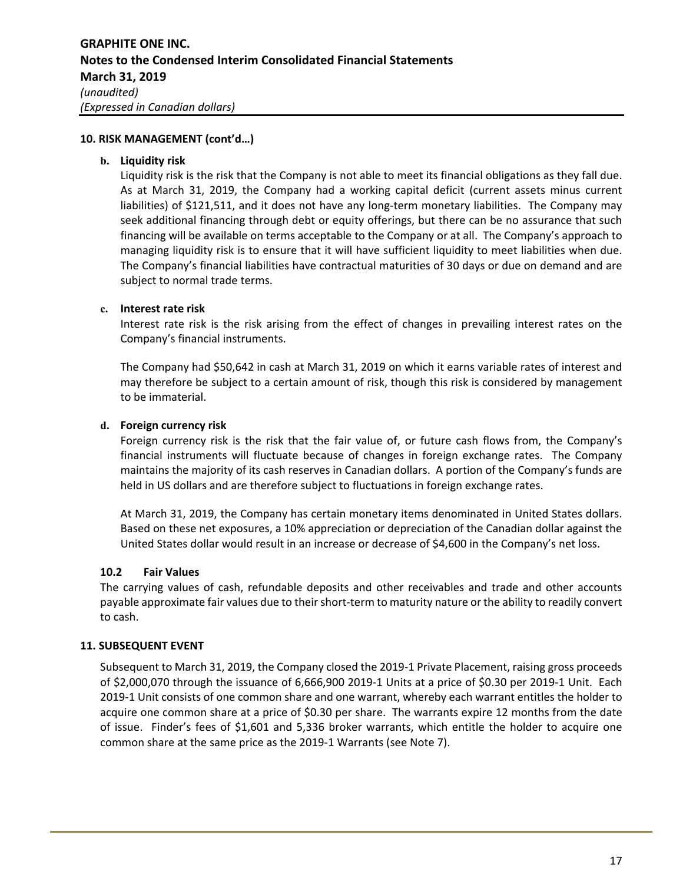## 10. RISK MANAGEMENT (cont'd…)

**b. Liquidity risk**

Liquidity risk is the risk that the Company is not able to meet its financial obligations as they fall due. As at March 31, 2019, the Company had a working capital deficit (current assets minus current liabilities) of $121,511, and it does not have any long-term monetary liabilities. The Company may seek additional financing through debt or equity offerings, but there can be no assurance that such financing will be available on terms acceptable to the Company or at all. The Company's approach to managing liquidity risk is to ensure that it will have sufficient liquidity to meet liabilities when due. The Company's financial liabilities have contractual maturities of 30 days or due on demand and are subject to normal trade terms.

**c. Interest rate risk**

Interest rate risk is the risk arising from the effect of changes in prevailing interest rates on the Company's financial instruments.

The Company had $50,642 in cash at March 31, 2019 on which it earns variable rates of interest and may therefore be subject to a certain amount of risk, though this risk is considered by management to be immaterial.

**d. Foreign currency risk**

Foreign currency risk is the risk that the fair value of, or future cash flows from, the Company's financial instruments will fluctuate because of changes in foreign exchange rates. The Company maintains the majority of its cash reserves in Canadian dollars. A portion of the Company's funds are held in US dollars and are therefore subject to fluctuations in foreign exchange rates.

At March 31, 2019, the Company has certain monetary items denominated in United States dollars. Based on these net exposures, a 10% appreciation or depreciation of the Canadian dollar against the United States dollar would result in an increase or decrease of $4,600 in the Company's net loss.

### 10.2 Fair Values

The carrying values of cash, refundable deposits and other receivables and trade and other accounts payable approximate fair values due to their short-term to maturity nature or the ability to readily convert to cash.

## 11. SUBSEQUENT EVENT

Subsequent to March 31, 2019, the Company closed the 2019-1 Private Placement, raising gross proceeds of $2,000,070 through the issuance of 6,666,900 2019-1 Units at a price of $0.30 per 2019-1 Unit. Each 2019-1 Unit consists of one common share and one warrant, whereby each warrant entitles the holder to acquire one common share at a price of $0.30 per share. The warrants expire 12 months from the date of issue. Finder's fees of $1,601 and 5,336 broker warrants, which entitle the holder to acquire one common share at the same price as the 2019-1 Warrants (see Note 7).